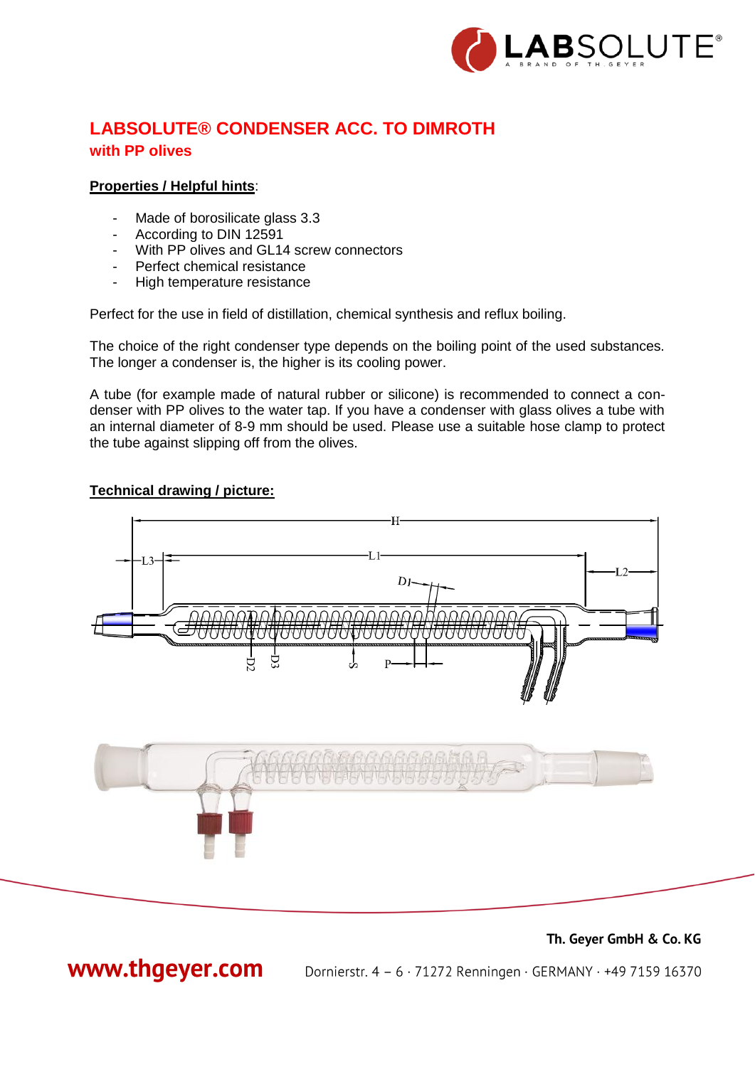# LABSOLUTE® CONDENSER ACC. TO DIMROTH

## with PP olives

**Properties / Helpful hints**:

- Made of borosilicate glass 3.3
- According to DIN 12591
- With PP olives and GL14 screw connectors
- Perfect chemical resistance
- High temperature resistance

Perfect for the use in field of distillation, chemical synthesis and reflux boiling.

The choice of the right condenser type depends on the boiling point of the used substances. The longer a condenser is, the higher is its cooling power.

A tube (for example made of natural rubber or silicone) is recommended to connect a condenser with PP olives to the water tap. If you have a condenser with glass olives a tube with an internal diameter of 8-9 mm should be used. Please use a suitable hose clamp to protect the tube against slipping off from the olives.

**Technical drawing / picture:**

Th. Geyer GmbH & Co. KG

www.thgeyer.com Dornierstr. 4 – 6 · 71272 Renningen · GERMANY · +49 7159 16370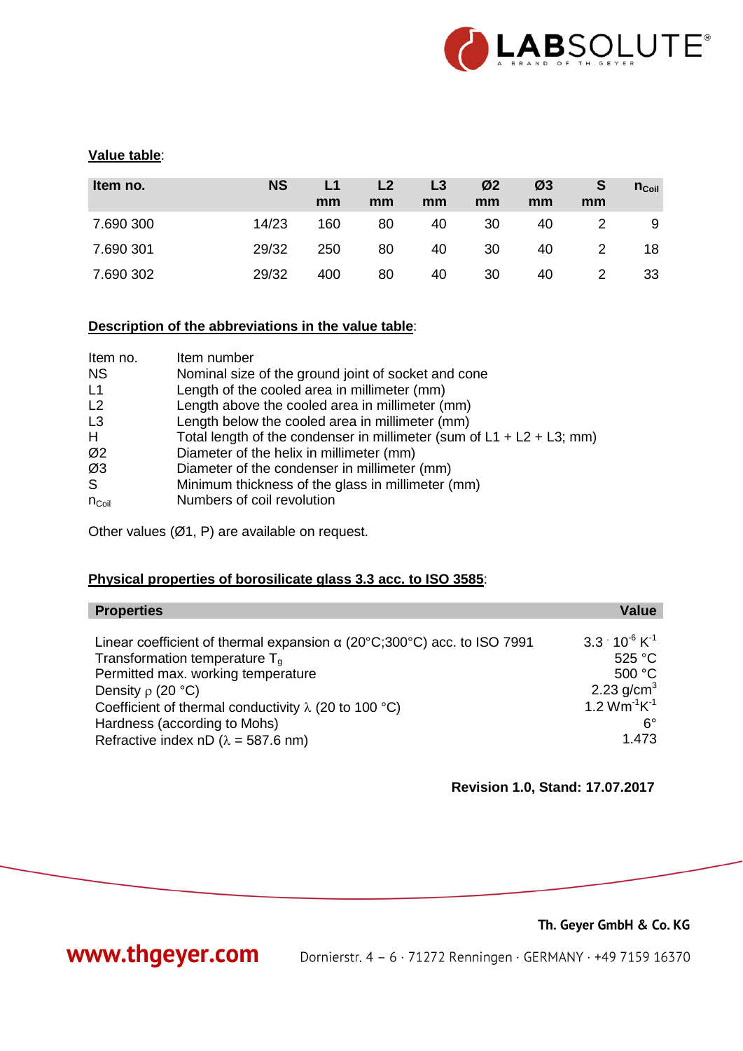**Value table**:

| Item no. | NS | L1 mm | L2 mm | L3 mm | Ø2 mm | Ø3 mm | S mm | $n_{Coil}$ |
|---|---|---|---|---|---|---|---|---|
| 7.690 300 | 14/23 | 160 | 80 | 40 | 30 | 40 | 2 | 9 |
| 7.690 301 | 29/32 | 250 | 80 | 40 | 30 | 40 | 2 | 18 |
| 7.690 302 | 29/32 | 400 | 80 | 40 | 30 | 40 | 2 | 33 |

**Description of the abbreviations in the value table**:

| | |
|---|---|
| Item no. | Item number |
| NS | Nominal size of the ground joint of socket and cone |
| L1 | Length of the cooled area in millimeter (mm) |
| L2 | Length above the cooled area in millimeter (mm) |
| L3 | Length below the cooled area in millimeter (mm) |
| H | Total length of the condenser in millimeter (sum of L1 + L2 + L3; mm) |
| Ø2 | Diameter of the helix in millimeter (mm) |
| Ø3 | Diameter of the condenser in millimeter (mm) |
| S | Minimum thickness of the glass in millimeter (mm) |
| $n_{Coil}$ | Numbers of coil revolution |

Other values (Ø1, P) are available on request.

**Physical properties of borosilicate glass 3.3 acc. to ISO 3585**:

| Properties | Value |
|---|---|
| Linear coefficient of thermal expansion α (20°C;300°C) acc. to ISO 7991 | $3.3 \cdot 10^{-6}\ K^{-1}$ |
| Transformation temperature $T_g$ | 525 °C |
| Permitted max. working temperature | 500 °C |
| Density ρ (20 °C) | 2.23 $g/cm^3$ |
| Coefficient of thermal conductivity λ (20 to 100 °C) | 1.2 $Wm^{-1}K^{-1}$ |
| Hardness (according to Mohs) | 6° |
| Refractive index nD (λ = 587.6 nm) | 1.473 |

**Revision 1.0, Stand: 17.07.2017**